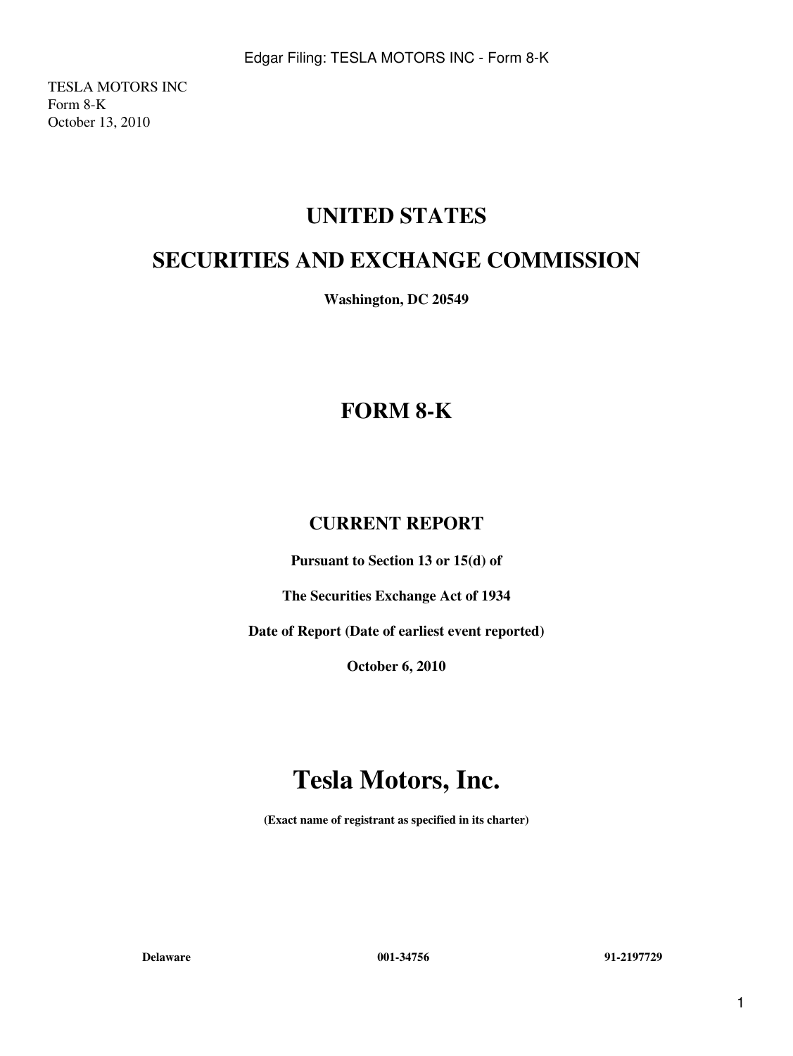TESLA MOTORS INC
Form 8-K
October 13, 2010

# UNITED STATES

# SECURITIES AND EXCHANGE COMMISSION

**Washington, DC 20549**

# FORM 8-K

## CURRENT REPORT

**Pursuant to Section 13 or 15(d) of**

**The Securities Exchange Act of 1934**

**Date of Report (Date of earliest event reported)**

**October 6, 2010**

# Tesla Motors, Inc.

**(Exact name of registrant as specified in its charter)**

| | | |
|---|---|---|
| **Delaware** | **001-34756** | **91-2197729** |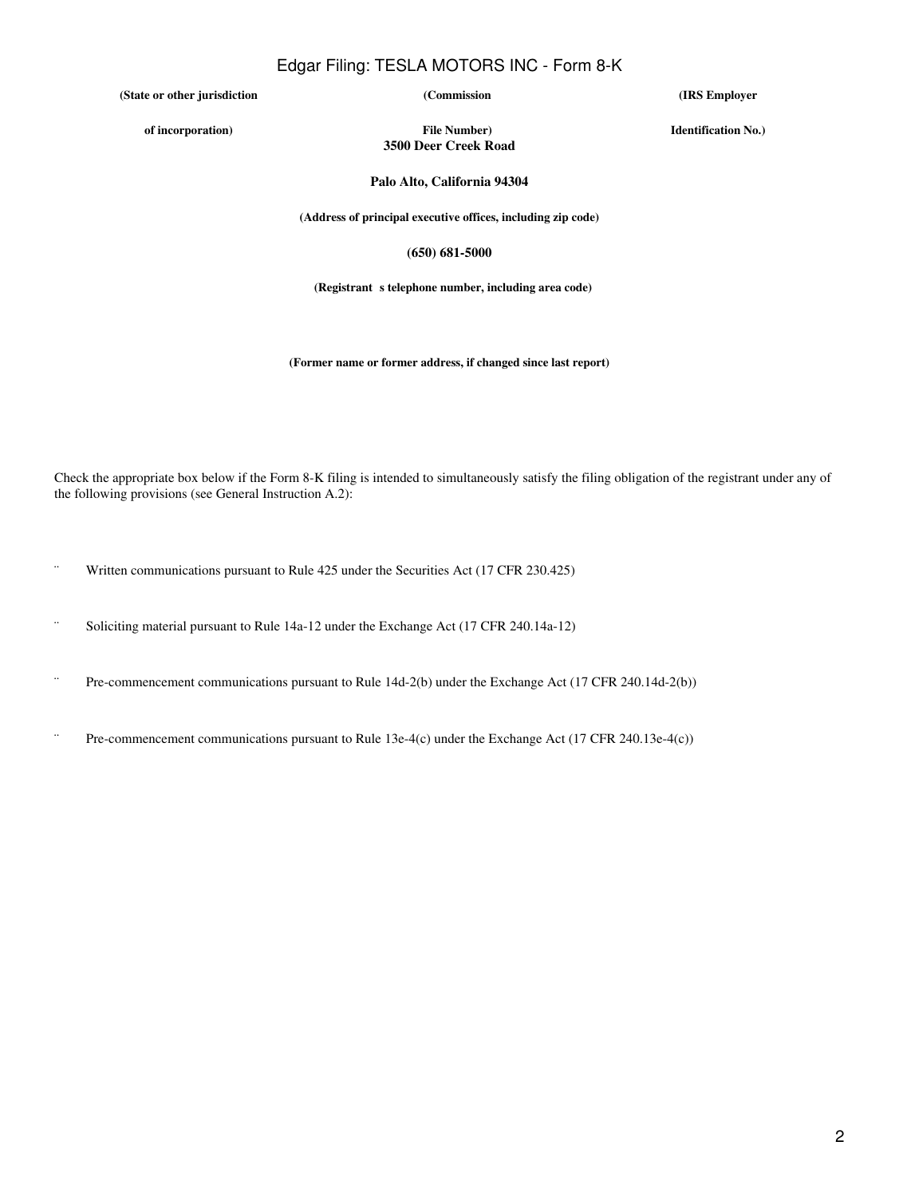| | | |
|---|---|---|
| **(State or other jurisdiction of incorporation)** | **(Commission File Number)** | **(IRS Employer Identification No.)** |

**3500 Deer Creek Road**

**Palo Alto, California 94304**

**(Address of principal executive offices, including zip code)**

**(650) 681-5000**

**(Registrant s telephone number, including area code)**

**(Former name or former address, if changed since last report)**

Check the appropriate box below if the Form 8-K filing is intended to simultaneously satisfy the filing obligation of the registrant under any of the following provisions (see General Instruction A.2):

¨ Written communications pursuant to Rule 425 under the Securities Act (17 CFR 230.425)

¨ Soliciting material pursuant to Rule 14a-12 under the Exchange Act (17 CFR 240.14a-12)

¨ Pre-commencement communications pursuant to Rule 14d-2(b) under the Exchange Act (17 CFR 240.14d-2(b))

¨ Pre-commencement communications pursuant to Rule 13e-4(c) under the Exchange Act (17 CFR 240.13e-4(c))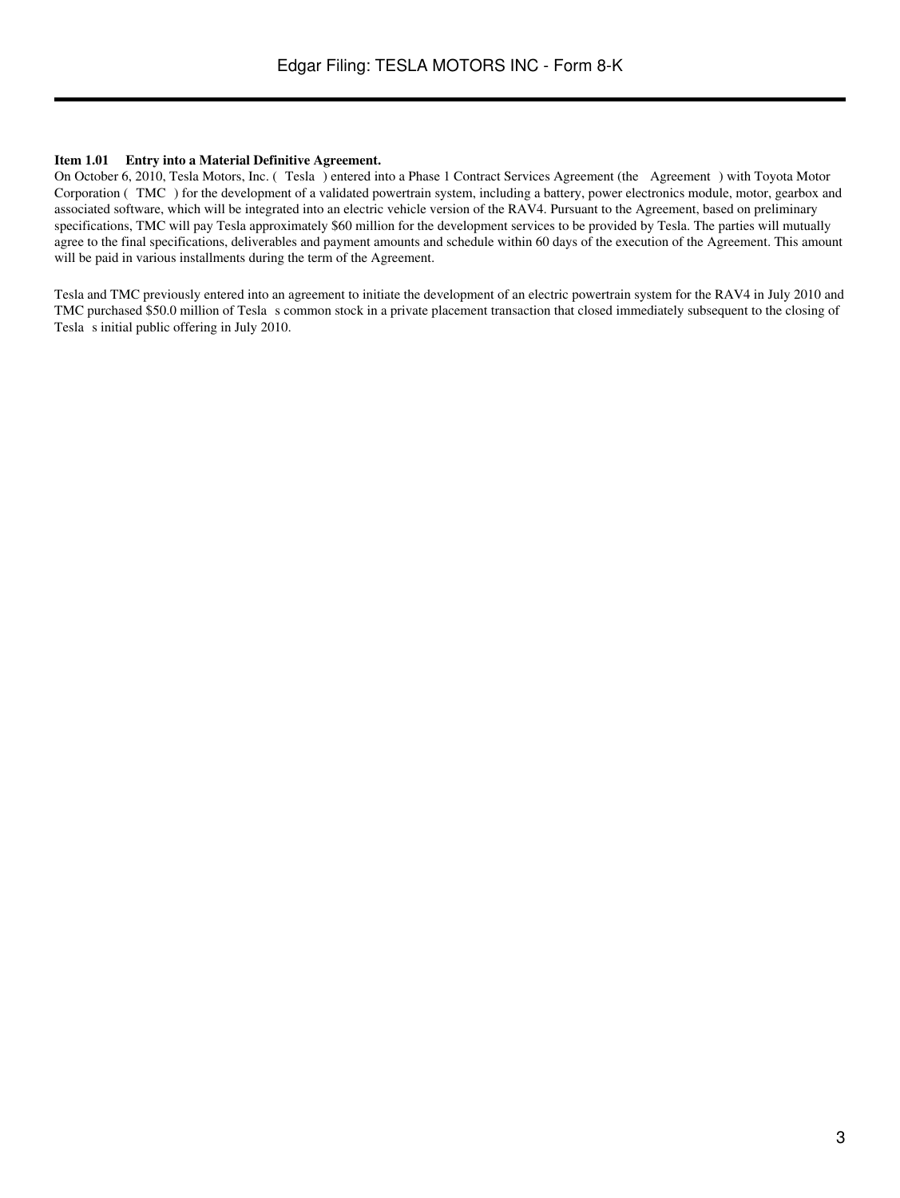**Item 1.01 Entry into a Material Definitive Agreement.**

On October 6, 2010, Tesla Motors, Inc. ( Tesla ) entered into a Phase 1 Contract Services Agreement (the Agreement ) with Toyota Motor Corporation ( TMC ) for the development of a validated powertrain system, including a battery, power electronics module, motor, gearbox and associated software, which will be integrated into an electric vehicle version of the RAV4. Pursuant to the Agreement, based on preliminary specifications, TMC will pay Tesla approximately $60 million for the development services to be provided by Tesla. The parties will mutually agree to the final specifications, deliverables and payment amounts and schedule within 60 days of the execution of the Agreement. This amount will be paid in various installments during the term of the Agreement.

Tesla and TMC previously entered into an agreement to initiate the development of an electric powertrain system for the RAV4 in July 2010 and TMC purchased $50.0 million of Tesla s common stock in a private placement transaction that closed immediately subsequent to the closing of Tesla s initial public offering in July 2010.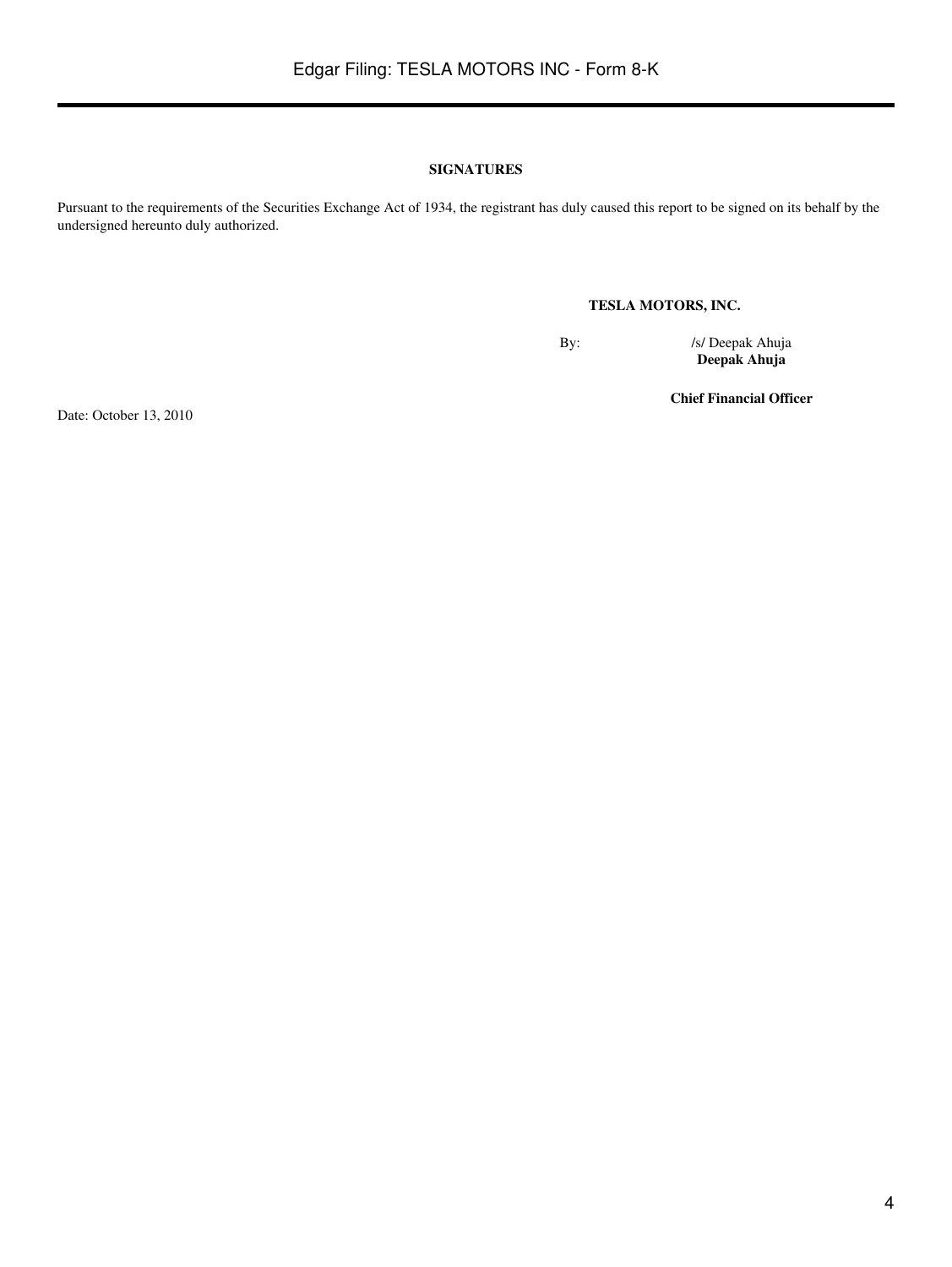## SIGNATURES

Pursuant to the requirements of the Securities Exchange Act of 1934, the registrant has duly caused this report to be signed on its behalf by the undersigned hereunto duly authorized.

**TESLA MOTORS, INC.**

By: /s/ Deepak Ahuja
**Deepak Ahuja**

**Chief Financial Officer**

Date: October 13, 2010